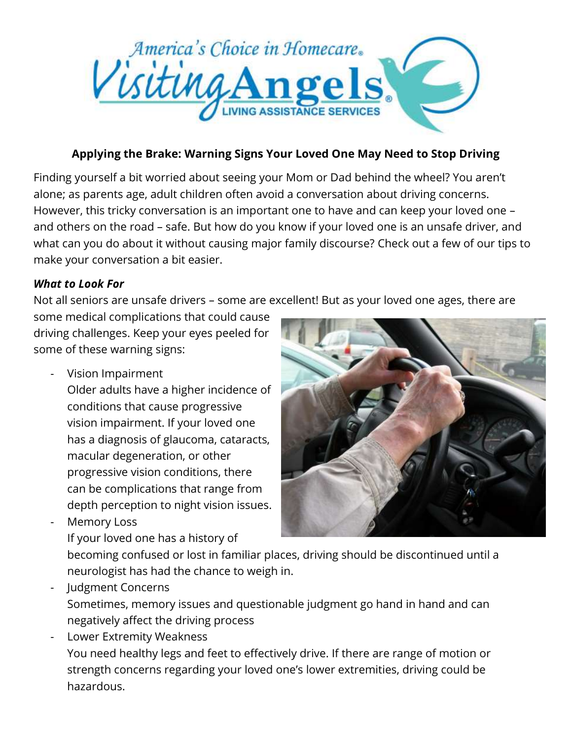**Applying the Brake: Warning Signs Your Loved One May Need to Stop Driving**

Finding yourself a bit worried about seeing your Mom or Dad behind the wheel? You aren't alone; as parents age, adult children often avoid a conversation about driving concerns. However, this tricky conversation is an important one to have and can keep your loved one – and others on the road – safe. But how do you know if your loved one is an unsafe driver, and what can you do about it without causing major family discourse? Check out a few of our tips to make your conversation a bit easier.

***What to Look For***

Not all seniors are unsafe drivers – some are excellent! But as your loved one ages, there are some medical complications that could cause driving challenges. Keep your eyes peeled for some of these warning signs:

- Vision Impairment
  Older adults have a higher incidence of conditions that cause progressive vision impairment. If your loved one has a diagnosis of glaucoma, cataracts, macular degeneration, or other progressive vision conditions, there can be complications that range from depth perception to night vision issues.
- Memory Loss
  If your loved one has a history of becoming confused or lost in familiar places, driving should be discontinued until a neurologist has had the chance to weigh in.
- Judgment Concerns
  Sometimes, memory issues and questionable judgment go hand in hand and can negatively affect the driving process
- Lower Extremity Weakness
  You need healthy legs and feet to effectively drive. If there are range of motion or strength concerns regarding your loved one's lower extremities, driving could be hazardous.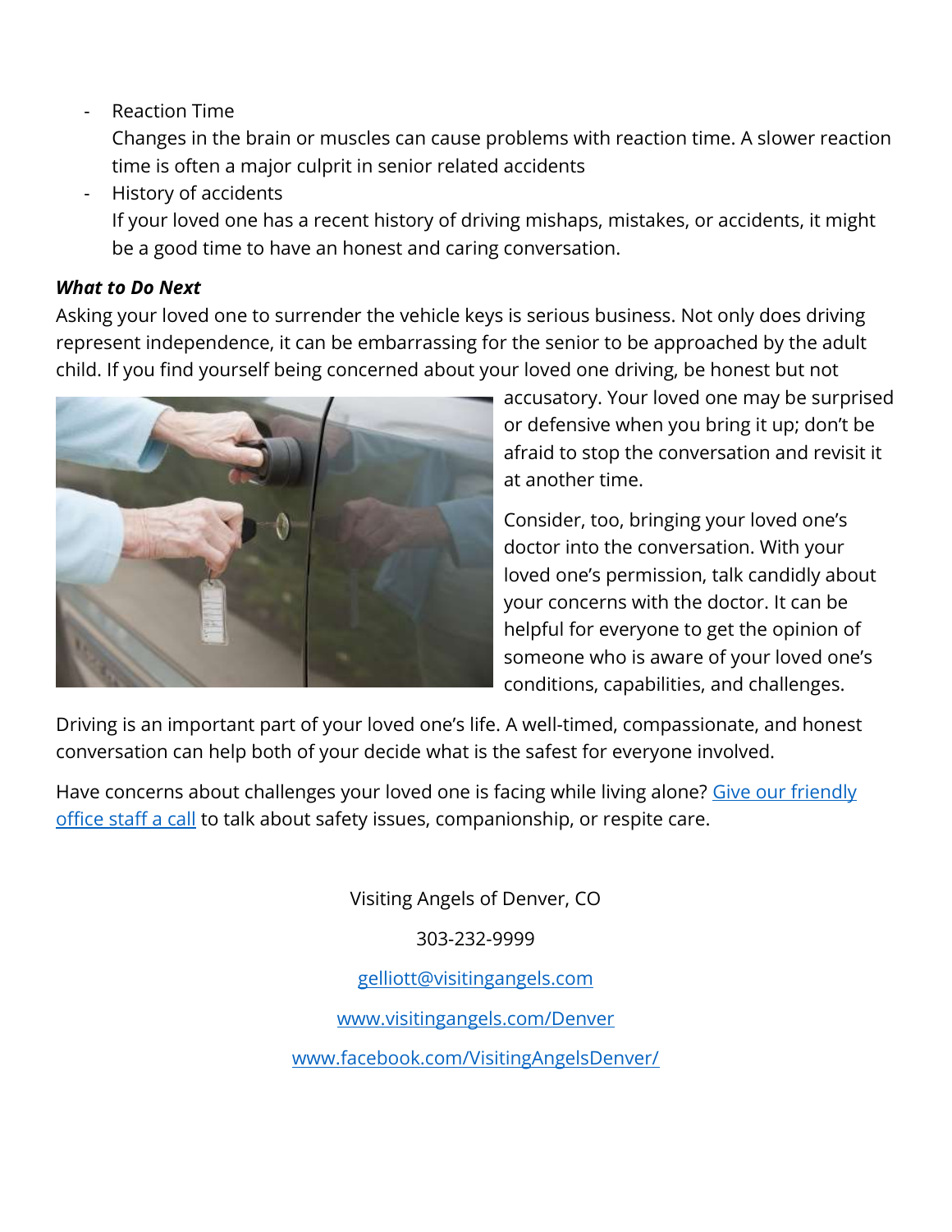- Reaction Time
  Changes in the brain or muscles can cause problems with reaction time. A slower reaction time is often a major culprit in senior related accidents
- History of accidents
  If your loved one has a recent history of driving mishaps, mistakes, or accidents, it might be a good time to have an honest and caring conversation.

***What to Do Next***

Asking your loved one to surrender the vehicle keys is serious business. Not only does driving represent independence, it can be embarrassing for the senior to be approached by the adult child. If you find yourself being concerned about your loved one driving, be honest but not accusatory. Your loved one may be surprised or defensive when you bring it up; don't be afraid to stop the conversation and revisit it at another time.

Consider, too, bringing your loved one's doctor into the conversation. With your loved one's permission, talk candidly about your concerns with the doctor. It can be helpful for everyone to get the opinion of someone who is aware of your loved one's conditions, capabilities, and challenges.

Driving is an important part of your loved one's life. A well-timed, compassionate, and honest conversation can help both of your decide what is the safest for everyone involved.

Have concerns about challenges your loved one is facing while living alone? [Give our friendly office staff a call] to talk about safety issues, companionship, or respite care.

Visiting Angels of Denver, CO

303-232-9999

gelliott@visitingangels.com

www.visitingangels.com/Denver

www.facebook.com/VisitingAngelsDenver/